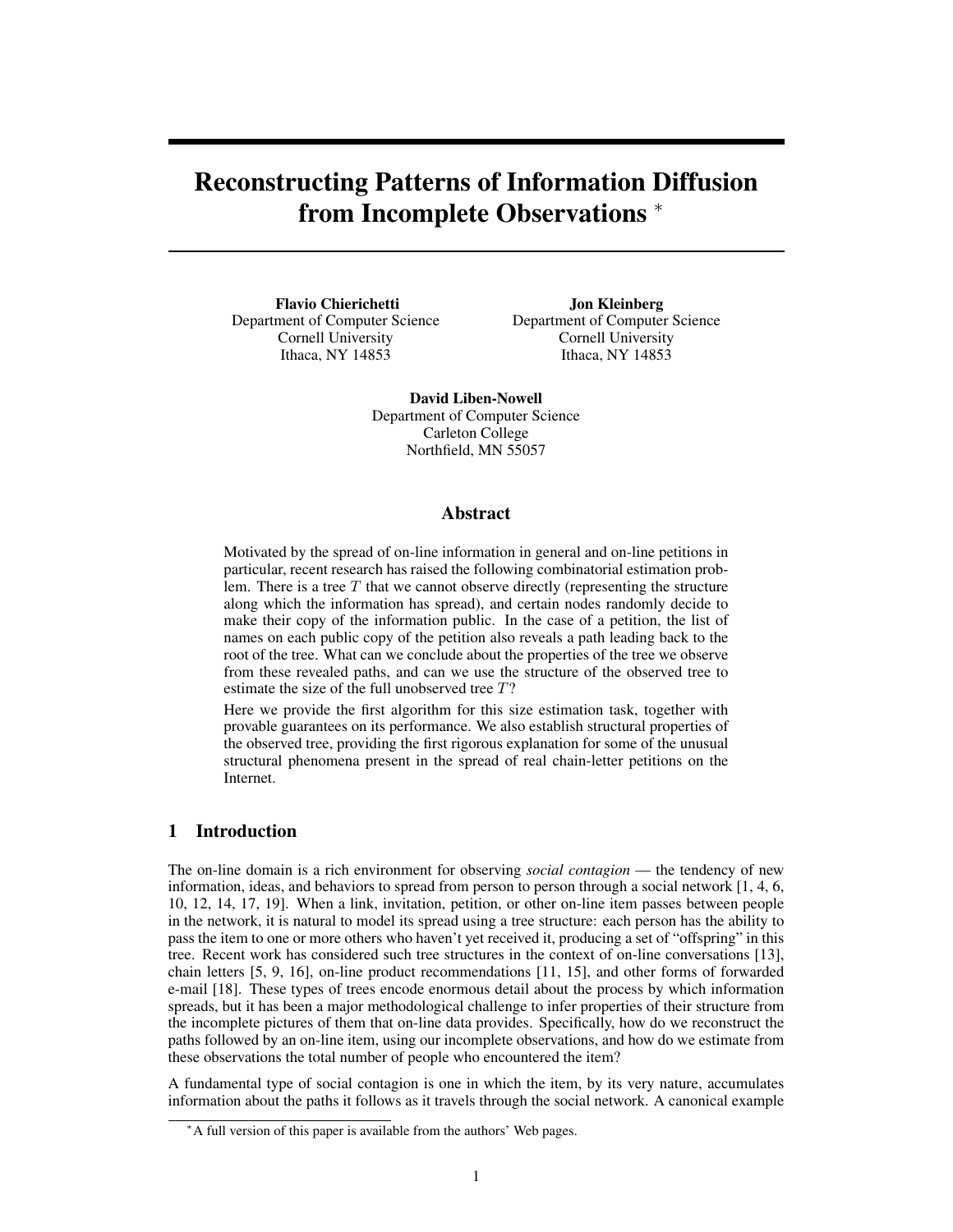# Reconstructing Patterns of Information Diffusion from Incomplete Observations *

**Flavio Chierichetti**
Department of Computer Science
Cornell University
Ithaca, NY 14853

**Jon Kleinberg**
Department of Computer Science
Cornell University
Ithaca, NY 14853

**David Liben-Nowell**
Department of Computer Science
Carleton College
Northfield, MN 55057

## Abstract

Motivated by the spread of on-line information in general and on-line petitions in particular, recent research has raised the following combinatorial estimation problem. There is a tree $T$ that we cannot observe directly (representing the structure along which the information has spread), and certain nodes randomly decide to make their copy of the information public. In the case of a petition, the list of names on each public copy of the petition also reveals a path leading back to the root of the tree. What can we conclude about the properties of the tree we observe from these revealed paths, and can we use the structure of the observed tree to estimate the size of the full unobserved tree $T$?

Here we provide the first algorithm for this size estimation task, together with provable guarantees on its performance. We also establish structural properties of the observed tree, providing the first rigorous explanation for some of the unusual structural phenomena present in the spread of real chain-letter petitions on the Internet.

## 1 Introduction

The on-line domain is a rich environment for observing *social contagion* — the tendency of new information, ideas, and behaviors to spread from person to person through a social network [1, 4, 6, 10, 12, 14, 17, 19]. When a link, invitation, petition, or other on-line item passes between people in the network, it is natural to model its spread using a tree structure: each person has the ability to pass the item to one or more others who haven't yet received it, producing a set of "offspring" in this tree. Recent work has considered such tree structures in the context of on-line conversations [13], chain letters [5, 9, 16], on-line product recommendations [11, 15], and other forms of forwarded e-mail [18]. These types of trees encode enormous detail about the process by which information spreads, but it has been a major methodological challenge to infer properties of their structure from the incomplete pictures of them that on-line data provides. Specifically, how do we reconstruct the paths followed by an on-line item, using our incomplete observations, and how do we estimate from these observations the total number of people who encountered the item?

A fundamental type of social contagion is one in which the item, by its very nature, accumulates information about the paths it follows as it travels through the social network. A canonical example

*A full version of this paper is available from the authors' Web pages.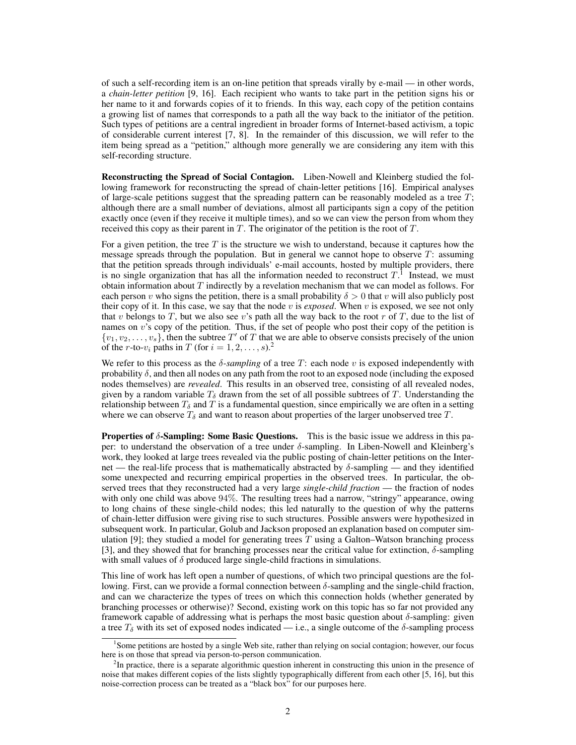of such a self-recording item is an on-line petition that spreads virally by e-mail — in other words, a *chain-letter petition* [9, 16]. Each recipient who wants to take part in the petition signs his or her name to it and forwards copies of it to friends. In this way, each copy of the petition contains a growing list of names that corresponds to a path all the way back to the initiator of the petition. Such types of petitions are a central ingredient in broader forms of Internet-based activism, a topic of considerable current interest [7, 8]. In the remainder of this discussion, we will refer to the item being spread as a "petition," although more generally we are considering any item with this self-recording structure.

**Reconstructing the Spread of Social Contagion.** Liben-Nowell and Kleinberg studied the following framework for reconstructing the spread of chain-letter petitions [16]. Empirical analyses of large-scale petitions suggest that the spreading pattern can be reasonably modeled as a tree $T$; although there are a small number of deviations, almost all participants sign a copy of the petition exactly once (even if they receive it multiple times), and so we can view the person from whom they received this copy as their parent in $T$. The originator of the petition is the root of $T$.

For a given petition, the tree $T$ is the structure we wish to understand, because it captures how the message spreads through the population. But in general we cannot hope to observe $T$: assuming that the petition spreads through individuals' e-mail accounts, hosted by multiple providers, there is no single organization that has all the information needed to reconstruct $T$.[1] Instead, we must obtain information about $T$ indirectly by a revelation mechanism that we can model as follows. For each person $v$ who signs the petition, there is a small probability $\delta > 0$ that $v$ will also publicly post their copy of it. In this case, we say that the node $v$ is *exposed*. When $v$ is exposed, we see not only that $v$ belongs to $T$, but we also see $v$'s path all the way back to the root $r$ of $T$, due to the list of names on $v$'s copy of the petition. Thus, if the set of people who post their copy of the petition is $\{v_1, v_2, \ldots, v_s\}$, then the subtree $T'$ of $T$ that we are able to observe consists precisely of the union of the $r$-to-$v_i$ paths in $T$ (for $i = 1, 2, \ldots, s$).[2]

We refer to this process as the *$\delta$-sampling* of a tree $T$: each node $v$ is exposed independently with probability $\delta$, and then all nodes on any path from the root to an exposed node (including the exposed nodes themselves) are *revealed*. This results in an observed tree, consisting of all revealed nodes, given by a random variable $T_\delta$ drawn from the set of all possible subtrees of $T$. Understanding the relationship between $T_\delta$ and $T$ is a fundamental question, since empirically we are often in a setting where we can observe $T_\delta$ and want to reason about properties of the larger unobserved tree $T$.

**Properties of $\delta$-Sampling: Some Basic Questions.** This is the basic issue we address in this paper: to understand the observation of a tree under $\delta$-sampling. In Liben-Nowell and Kleinberg's work, they looked at large trees revealed via the public posting of chain-letter petitions on the Internet — the real-life process that is mathematically abstracted by $\delta$-sampling — and they identified some unexpected and recurring empirical properties in the observed trees. In particular, the observed trees that they reconstructed had a very large *single-child fraction* — the fraction of nodes with only one child was above 94%. The resulting trees had a narrow, "stringy" appearance, owing to long chains of these single-child nodes; this led naturally to the question of why the patterns of chain-letter diffusion were giving rise to such structures. Possible answers were hypothesized in subsequent work. In particular, Golub and Jackson proposed an explanation based on computer simulation [9]; they studied a model for generating trees $T$ using a Galton–Watson branching process [3], and they showed that for branching processes near the critical value for extinction, $\delta$-sampling with small values of $\delta$ produced large single-child fractions in simulations.

This line of work has left open a number of questions, of which two principal questions are the following. First, can we provide a formal connection between $\delta$-sampling and the single-child fraction, and can we characterize the types of trees on which this connection holds (whether generated by branching processes or otherwise)? Second, existing work on this topic has so far not provided any framework capable of addressing what is perhaps the most basic question about $\delta$-sampling: given a tree $T_\delta$ with its set of exposed nodes indicated — i.e., a single outcome of the $\delta$-sampling process

---

[1] Some petitions are hosted by a single Web site, rather than relying on social contagion; however, our focus here is on those that spread via person-to-person communication.

[2] In practice, there is a separate algorithmic question inherent in constructing this union in the presence of noise that makes different copies of the lists slightly typographically different from each other [5, 16], but this noise-correction process can be treated as a "black box" for our purposes here.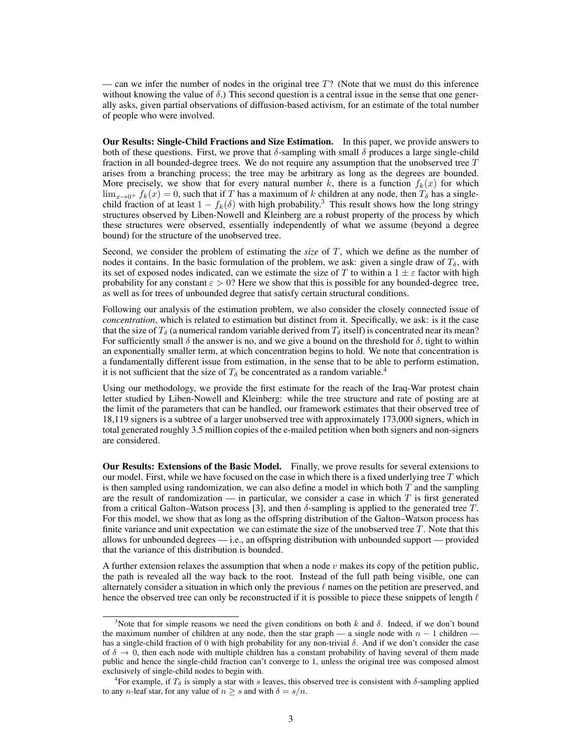— can we infer the number of nodes in the original tree $T$? (Note that we must do this inference without knowing the value of $\delta$.) This second question is a central issue in the sense that one generally asks, given partial observations of diffusion-based activism, for an estimate of the total number of people who were involved.

**Our Results: Single-Child Fractions and Size Estimation.** In this paper, we provide answers to both of these questions. First, we prove that $\delta$-sampling with small $\delta$ produces a large single-child fraction in all bounded-degree trees. We do not require any assumption that the unobserved tree $T$ arises from a branching process; the tree may be arbitrary as long as the degrees are bounded. More precisely, we show that for every natural number $k$, there is a function $f_k(x)$ for which $\lim_{x \to 0^+} f_k(x) = 0$, such that if $T$ has a maximum of $k$ children at any node, then $T_\delta$ has a single-child fraction of at least $1 - f_k(\delta)$ with high probability.[3] This result shows how the long stringy structures observed by Liben-Nowell and Kleinberg are a robust property of the process by which these structures were observed, essentially independently of what we assume (beyond a degree bound) for the structure of the unobserved tree.

Second, we consider the problem of estimating the *size* of $T$, which we define as the number of nodes it contains. In the basic formulation of the problem, we ask: given a single draw of $T_\delta$, with its set of exposed nodes indicated, can we estimate the size of $T$ to within a $1 \pm \varepsilon$ factor with high probability for any constant $\varepsilon > 0$? Here we show that this is possible for any bounded-degree tree, as well as for trees of unbounded degree that satisfy certain structural conditions.

Following our analysis of the estimation problem, we also consider the closely connected issue of *concentration*, which is related to estimation but distinct from it. Specifically, we ask: is it the case that the size of $T_\delta$ (a numerical random variable derived from $T_\delta$ itself) is concentrated near its mean? For sufficiently small $\delta$ the answer is no, and we give a bound on the threshold for $\delta$, tight to within an exponentially smaller term, at which concentration begins to hold. We note that concentration is a fundamentally different issue from estimation, in the sense that to be able to perform estimation, it is not sufficient that the size of $T_\delta$ be concentrated as a random variable.[4]

Using our methodology, we provide the first estimate for the reach of the Iraq-War protest chain letter studied by Liben-Nowell and Kleinberg: while the tree structure and rate of posting are at the limit of the parameters that can be handled, our framework estimates that their observed tree of 18,119 signers is a subtree of a larger unobserved tree with approximately 173,000 signers, which in total generated roughly 3.5 million copies of the e-mailed petition when both signers and non-signers are considered.

**Our Results: Extensions of the Basic Model.** Finally, we prove results for several extensions to our model. First, while we have focused on the case in which there is a fixed underlying tree $T$ which is then sampled using randomization, we can also define a model in which both $T$ and the sampling are the result of randomization — in particular, we consider a case in which $T$ is first generated from a critical Galton–Watson process [3], and then $\delta$-sampling is applied to the generated tree $T$. For this model, we show that as long as the offspring distribution of the Galton–Watson process has finite variance and unit expectation we can estimate the size of the unobserved tree $T$. Note that this allows for unbounded degrees — i.e., an offspring distribution with unbounded support — provided that the variance of this distribution is bounded.

A further extension relaxes the assumption that when a node $v$ makes its copy of the petition public, the path is revealed all the way back to the root. Instead of the full path being visible, one can alternately consider a situation in which only the previous $\ell$ names on the petition are preserved, and hence the observed tree can only be reconstructed if it is possible to piece these snippets of length $\ell$

[3] Note that for simple reasons we need the given conditions on both $k$ and $\delta$. Indeed, if we don't bound the maximum number of children at any node, then the star graph — a single node with $n-1$ children — has a single-child fraction of 0 with high probability for any non-trivial $\delta$. And if we don't consider the case of $\delta \to 0$, then each node with multiple children has a constant probability of having several of them made public and hence the single-child fraction can't converge to 1, unless the original tree was composed almost exclusively of single-child nodes to begin with.

[4] For example, if $T_\delta$ is simply a star with $s$ leaves, this observed tree is consistent with $\delta$-sampling applied to any $n$-leaf star, for any value of $n \geq s$ and with $\delta = s/n$.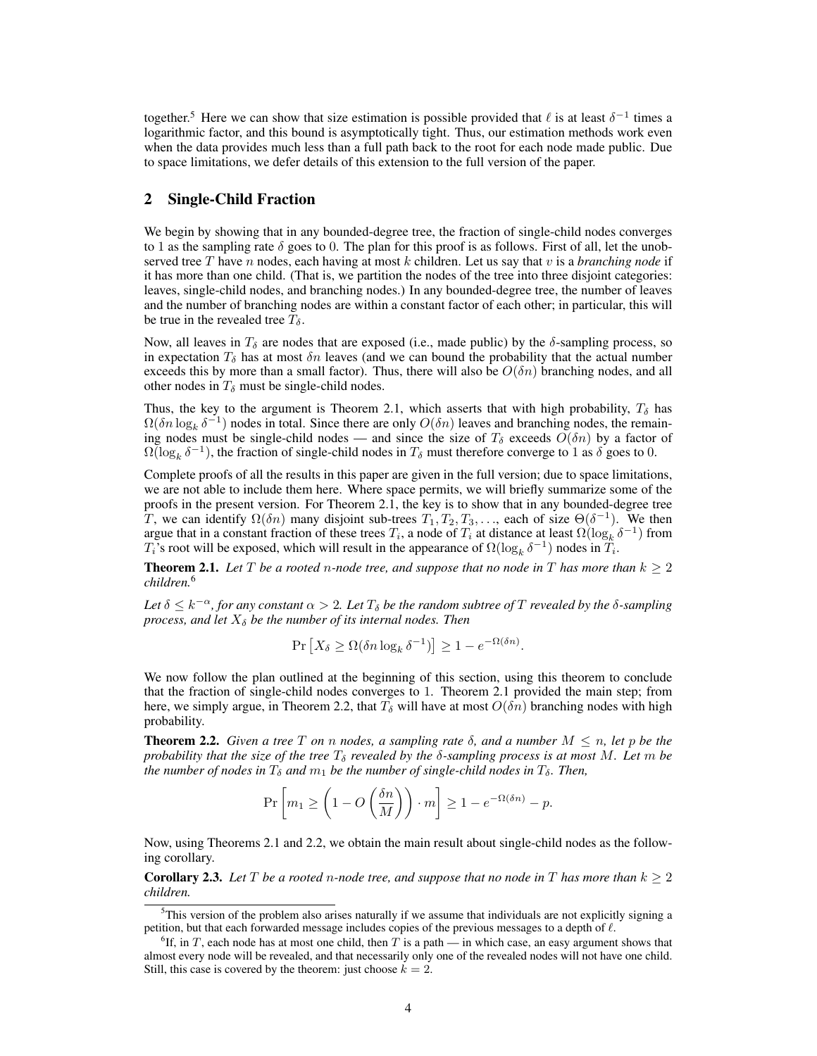together.[5] Here we can show that size estimation is possible provided that $\ell$ is at least $\delta^{-1}$ times a logarithmic factor, and this bound is asymptotically tight. Thus, our estimation methods work even when the data provides much less than a full path back to the root for each node made public. Due to space limitations, we defer details of this extension to the full version of the paper.

## 2 Single-Child Fraction

We begin by showing that in any bounded-degree tree, the fraction of single-child nodes converges to 1 as the sampling rate $\delta$ goes to 0. The plan for this proof is as follows. First of all, let the unobserved tree $T$ have $n$ nodes, each having at most $k$ children. Let us say that $v$ is a *branching node* if it has more than one child. (That is, we partition the nodes of the tree into three disjoint categories: leaves, single-child nodes, and branching nodes.) In any bounded-degree tree, the number of leaves and the number of branching nodes are within a constant factor of each other; in particular, this will be true in the revealed tree $T_\delta$.

Now, all leaves in $T_\delta$ are nodes that are exposed (i.e., made public) by the $\delta$-sampling process, so in expectation $T_\delta$ has at most $\delta n$ leaves (and we can bound the probability that the actual number exceeds this by more than a small factor). Thus, there will also be $O(\delta n)$ branching nodes, and all other nodes in $T_\delta$ must be single-child nodes.

Thus, the key to the argument is Theorem 2.1, which asserts that with high probability, $T_\delta$ has $\Omega(\delta n \log_k \delta^{-1})$ nodes in total. Since there are only $O(\delta n)$ leaves and branching nodes, the remaining nodes must be single-child nodes — and since the size of $T_\delta$ exceeds $O(\delta n)$ by a factor of $\Omega(\log_k \delta^{-1})$, the fraction of single-child nodes in $T_\delta$ must therefore converge to 1 as $\delta$ goes to 0.

Complete proofs of all the results in this paper are given in the full version; due to space limitations, we are not able to include them here. Where space permits, we will briefly summarize some of the proofs in the present version. For Theorem 2.1, the key is to show that in any bounded-degree tree $T$, we can identify $\Omega(\delta n)$ many disjoint sub-trees $T_1, T_2, T_3, \ldots$, each of size $\Theta(\delta^{-1})$. We then argue that in a constant fraction of these trees $T_i$, a node of $T_i$ at distance at least $\Omega(\log_k \delta^{-1})$ from $T_i$'s root will be exposed, which will result in the appearance of $\Omega(\log_k \delta^{-1})$ nodes in $T_i$.

**Theorem 2.1.** *Let $T$ be a rooted $n$-node tree, and suppose that no node in $T$ has more than $k \geq 2$ children.*[6]

*Let $\delta \leq k^{-\alpha}$, for any constant $\alpha > 2$. Let $T_\delta$ be the random subtree of $T$ revealed by the $\delta$-sampling process, and let $X_\delta$ be the number of its internal nodes. Then*

$$\Pr\left[X_\delta \geq \Omega(\delta n \log_k \delta^{-1})\right] \geq 1 - e^{-\Omega(\delta n)}.$$

We now follow the plan outlined at the beginning of this section, using this theorem to conclude that the fraction of single-child nodes converges to 1. Theorem 2.1 provided the main step; from here, we simply argue, in Theorem 2.2, that $T_\delta$ will have at most $O(\delta n)$ branching nodes with high probability.

**Theorem 2.2.** *Given a tree $T$ on $n$ nodes, a sampling rate $\delta$, and a number $M \leq n$, let $p$ be the probability that the size of the tree $T_\delta$ revealed by the $\delta$-sampling process is at most $M$. Let $m$ be the number of nodes in $T_\delta$ and $m_1$ be the number of single-child nodes in $T_\delta$. Then,*

$$\Pr\left[m_1 \geq \left(1 - O\left(\frac{\delta n}{M}\right)\right) \cdot m\right] \geq 1 - e^{-\Omega(\delta n)} - p.$$

Now, using Theorems 2.1 and 2.2, we obtain the main result about single-child nodes as the following corollary.

**Corollary 2.3.** *Let $T$ be a rooted $n$-node tree, and suppose that no node in $T$ has more than $k \geq 2$ children.*

[5] This version of the problem also arises naturally if we assume that individuals are not explicitly signing a petition, but that each forwarded message includes copies of the previous messages to a depth of $\ell$.

[6] If, in $T$, each node has at most one child, then $T$ is a path — in which case, an easy argument shows that almost every node will be revealed, and that necessarily only one of the revealed nodes will not have one child. Still, this case is covered by the theorem: just choose $k = 2$.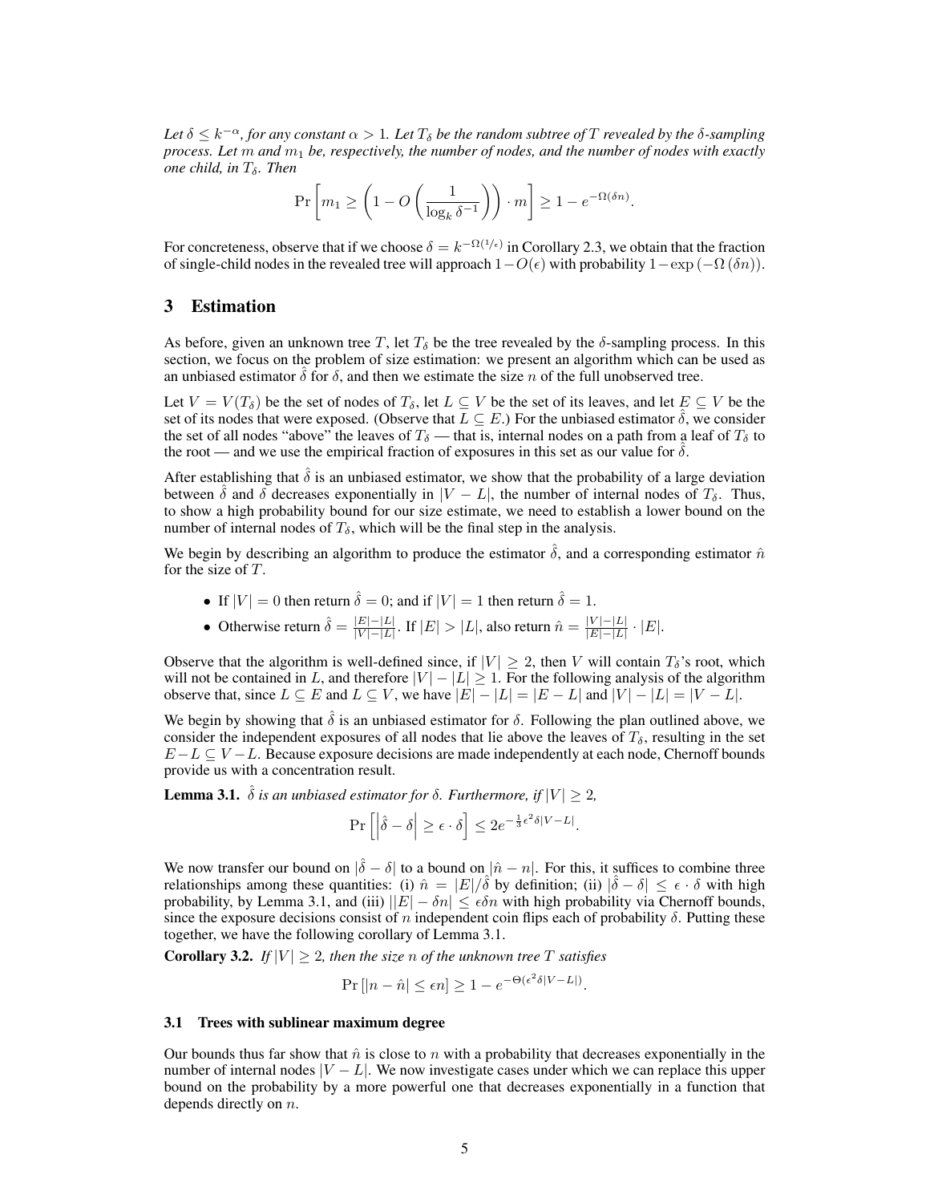*Let $\delta \leq k^{-\alpha}$, for any constant $\alpha > 1$. Let $T_\delta$ be the random subtree of $T$ revealed by the $\delta$-sampling process. Let $m$ and $m_1$ be, respectively, the number of nodes, and the number of nodes with exactly one child, in $T_\delta$. Then*

$$\Pr\left[m_1 \geq \left(1 - O\left(\frac{1}{\log_k \delta^{-1}}\right)\right) \cdot m\right] \geq 1 - e^{-\Omega(\delta n)}.$$

For concreteness, observe that if we choose $\delta = k^{-\Omega(1/\epsilon)}$ in Corollary 2.3, we obtain that the fraction of single-child nodes in the revealed tree will approach $1 - O(\epsilon)$ with probability $1 - \exp\left(-\Omega\left(\delta n\right)\right)$.

## 3 Estimation

As before, given an unknown tree $T$, let $T_\delta$ be the tree revealed by the $\delta$-sampling process. In this section, we focus on the problem of size estimation: we present an algorithm which can be used as an unbiased estimator $\hat{\delta}$ for $\delta$, and then we estimate the size $n$ of the full unobserved tree.

Let $V = V(T_\delta)$ be the set of nodes of $T_\delta$, let $L \subseteq V$ be the set of its leaves, and let $E \subseteq V$ be the set of its nodes that were exposed. (Observe that $L \subseteq E$.) For the unbiased estimator $\hat{\delta}$, we consider the set of all nodes "above" the leaves of $T_\delta$ — that is, internal nodes on a path from a leaf of $T_\delta$ to the root — and we use the empirical fraction of exposures in this set as our value for $\hat{\delta}$.

After establishing that $\hat{\delta}$ is an unbiased estimator, we show that the probability of a large deviation between $\hat{\delta}$ and $\delta$ decreases exponentially in $|V - L|$, the number of internal nodes of $T_\delta$. Thus, to show a high probability bound for our size estimate, we need to establish a lower bound on the number of internal nodes of $T_\delta$, which will be the final step in the analysis.

We begin by describing an algorithm to produce the estimator $\hat{\delta}$, and a corresponding estimator $\hat{n}$ for the size of $T$.

- If $|V| = 0$ then return $\hat{\delta} = 0$; and if $|V| = 1$ then return $\hat{\delta} = 1$.
- Otherwise return $\hat{\delta} = \frac{|E| - |L|}{|V| - |L|}$. If $|E| > |L|$, also return $\hat{n} = \frac{|V| - |L|}{|E| - |L|} \cdot |E|$.

Observe that the algorithm is well-defined since, if $|V| \geq 2$, then $V$ will contain $T_\delta$'s root, which will not be contained in $L$, and therefore $|V| - |L| \geq 1$. For the following analysis of the algorithm observe that, since $L \subseteq E$ and $L \subseteq V$, we have $|E| - |L| = |E - L|$ and $|V| - |L| = |V - L|$.

We begin by showing that $\hat{\delta}$ is an unbiased estimator for $\delta$. Following the plan outlined above, we consider the independent exposures of all nodes that lie above the leaves of $T_\delta$, resulting in the set $E - L \subseteq V - L$. Because exposure decisions are made independently at each node, Chernoff bounds provide us with a concentration result.

**Lemma 3.1.** *$\hat{\delta}$ is an unbiased estimator for $\delta$. Furthermore, if $|V| \geq 2$,*

$$\Pr\left[\left|\hat{\delta} - \delta\right| \geq \epsilon \cdot \delta\right] \leq 2e^{-\frac{1}{3}\epsilon^2 \delta |V - L|}.$$

We now transfer our bound on $|\hat{\delta} - \delta|$ to a bound on $|\hat{n} - n|$. For this, it suffices to combine three relationships among these quantities: (i) $\hat{n} = |E|/\hat{\delta}$ by definition; (ii) $|\hat{\delta} - \delta| \leq \epsilon \cdot \delta$ with high probability, by Lemma 3.1, and (iii) $||E| - \delta n| \leq \epsilon \delta n$ with high probability via Chernoff bounds, since the exposure decisions consist of $n$ independent coin flips each of probability $\delta$. Putting these together, we have the following corollary of Lemma 3.1.

**Corollary 3.2.** *If $|V| \geq 2$, then the size $n$ of the unknown tree $T$ satisfies*

$$\Pr\left[|n - \hat{n}| \leq \epsilon n\right] \geq 1 - e^{-\Theta(\epsilon^2 \delta |V - L|)}.$$

### 3.1 Trees with sublinear maximum degree

Our bounds thus far show that $\hat{n}$ is close to $n$ with a probability that decreases exponentially in the number of internal nodes $|V - L|$. We now investigate cases under which we can replace this upper bound on the probability by a more powerful one that decreases exponentially in a function that depends directly on $n$.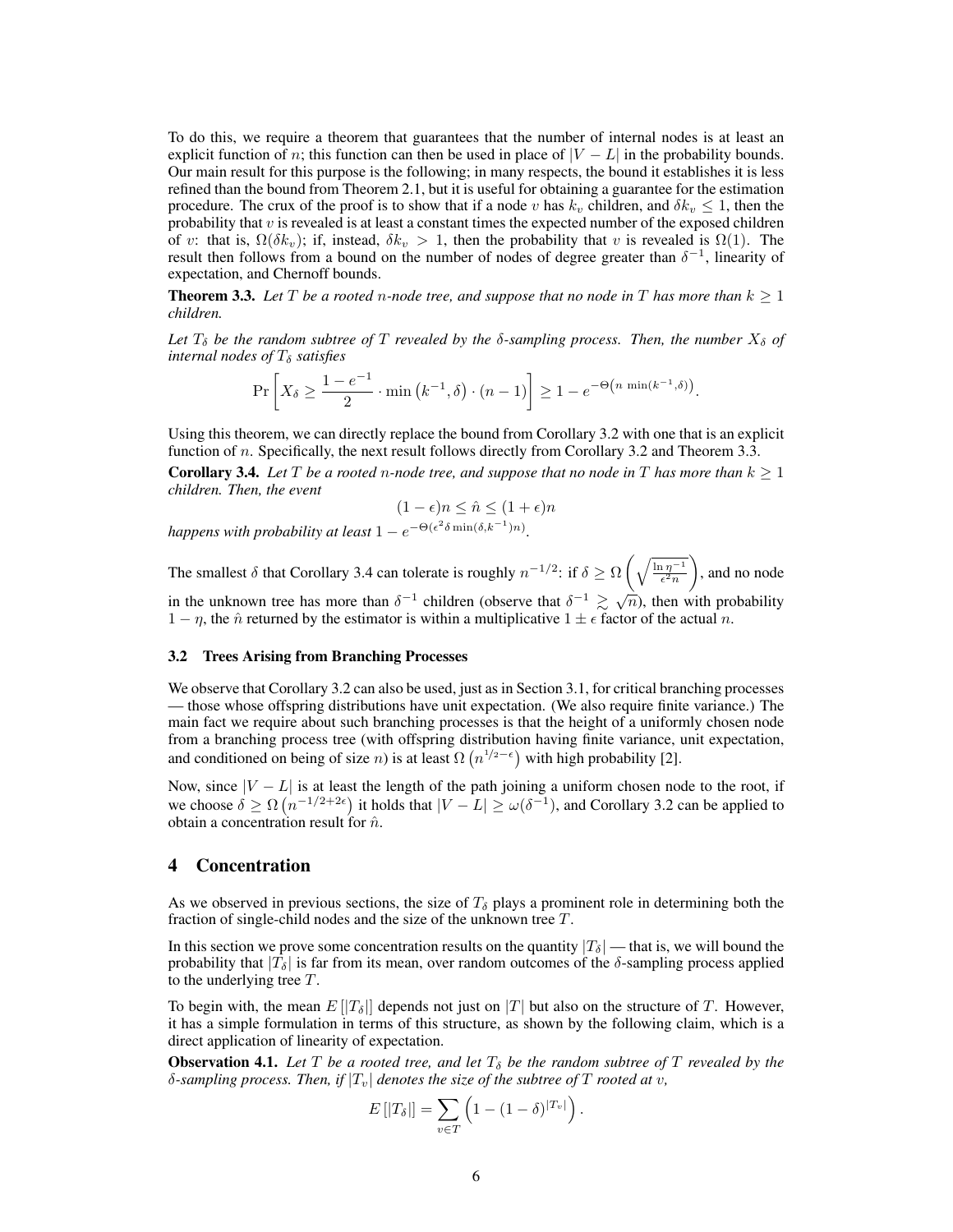To do this, we require a theorem that guarantees that the number of internal nodes is at least an explicit function of $n$; this function can then be used in place of $|V - L|$ in the probability bounds. Our main result for this purpose is the following; in many respects, the bound it establishes it is less refined than the bound from Theorem 2.1, but it is useful for obtaining a guarantee for the estimation procedure. The crux of the proof is to show that if a node $v$ has $k_v$ children, and $\delta k_v \leq 1$, then the probability that $v$ is revealed is at least a constant times the expected number of the exposed children of $v$: that is, $\Omega(\delta k_v)$; if, instead, $\delta k_v > 1$, then the probability that $v$ is revealed is $\Omega(1)$. The result then follows from a bound on the number of nodes of degree greater than $\delta^{-1}$, linearity of expectation, and Chernoff bounds.

**Theorem 3.3.** *Let $T$ be a rooted $n$-node tree, and suppose that no node in $T$ has more than $k \geq 1$ children.*

*Let $T_\delta$ be the random subtree of $T$ revealed by the $\delta$-sampling process. Then, the number $X_\delta$ of internal nodes of $T_\delta$ satisfies*

$$\Pr\left[X_\delta \geq \frac{1 - e^{-1}}{2} \cdot \min\left(k^{-1}, \delta\right) \cdot (n-1)\right] \geq 1 - e^{-\Theta\left(n \, \min(k^{-1}, \delta)\right)}.$$

Using this theorem, we can directly replace the bound from Corollary 3.2 with one that is an explicit function of $n$. Specifically, the next result follows directly from Corollary 3.2 and Theorem 3.3.

**Corollary 3.4.** *Let $T$ be a rooted $n$-node tree, and suppose that no node in $T$ has more than $k \geq 1$ children. Then, the event*

$$(1 - \epsilon)n \leq \hat{n} \leq (1 + \epsilon)n$$

*happens with probability at least $1 - e^{-\Theta(\epsilon^2 \delta \min(\delta, k^{-1}) n)}$.*

The smallest $\delta$ that Corollary 3.4 can tolerate is roughly $n^{-1/2}$: if $\delta \geq \Omega\left(\sqrt{\frac{\ln \eta^{-1}}{\epsilon^2 n}}\right)$, and no node in the unknown tree has more than $\delta^{-1}$ children (observe that $\delta^{-1} \gtrsim \sqrt{n}$), then with probability $1 - \eta$, the $\hat{n}$ returned by the estimator is within a multiplicative $1 \pm \epsilon$ factor of the actual $n$.

### 3.2 Trees Arising from Branching Processes

We observe that Corollary 3.2 can also be used, just as in Section 3.1, for critical branching processes — those whose offspring distributions have unit expectation. (We also require finite variance.) The main fact we require about such branching processes is that the height of a uniformly chosen node from a branching process tree (with offspring distribution having finite variance, unit expectation, and conditioned on being of size $n$) is at least $\Omega\left(n^{1/2 - \epsilon}\right)$ with high probability [2].

Now, since $|V - L|$ is at least the length of the path joining a uniform chosen node to the root, if we choose $\delta \geq \Omega\left(n^{-1/2 + 2\epsilon}\right)$ it holds that $|V - L| \geq \omega(\delta^{-1})$, and Corollary 3.2 can be applied to obtain a concentration result for $\hat{n}$.

## 4 Concentration

As we observed in previous sections, the size of $T_\delta$ plays a prominent role in determining both the fraction of single-child nodes and the size of the unknown tree $T$.

In this section we prove some concentration results on the quantity $|T_\delta|$ — that is, we will bound the probability that $|T_\delta|$ is far from its mean, over random outcomes of the $\delta$-sampling process applied to the underlying tree $T$.

To begin with, the mean $E\left[|T_\delta|\right]$ depends not just on $|T|$ but also on the structure of $T$. However, it has a simple formulation in terms of this structure, as shown by the following claim, which is a direct application of linearity of expectation.

**Observation 4.1.** *Let $T$ be a rooted tree, and let $T_\delta$ be the random subtree of $T$ revealed by the $\delta$-sampling process. Then, if $|T_v|$ denotes the size of the subtree of $T$ rooted at $v$,*

$$E\left[|T_\delta|\right] = \sum_{v \in T} \left(1 - (1 - \delta)^{|T_v|}\right).$$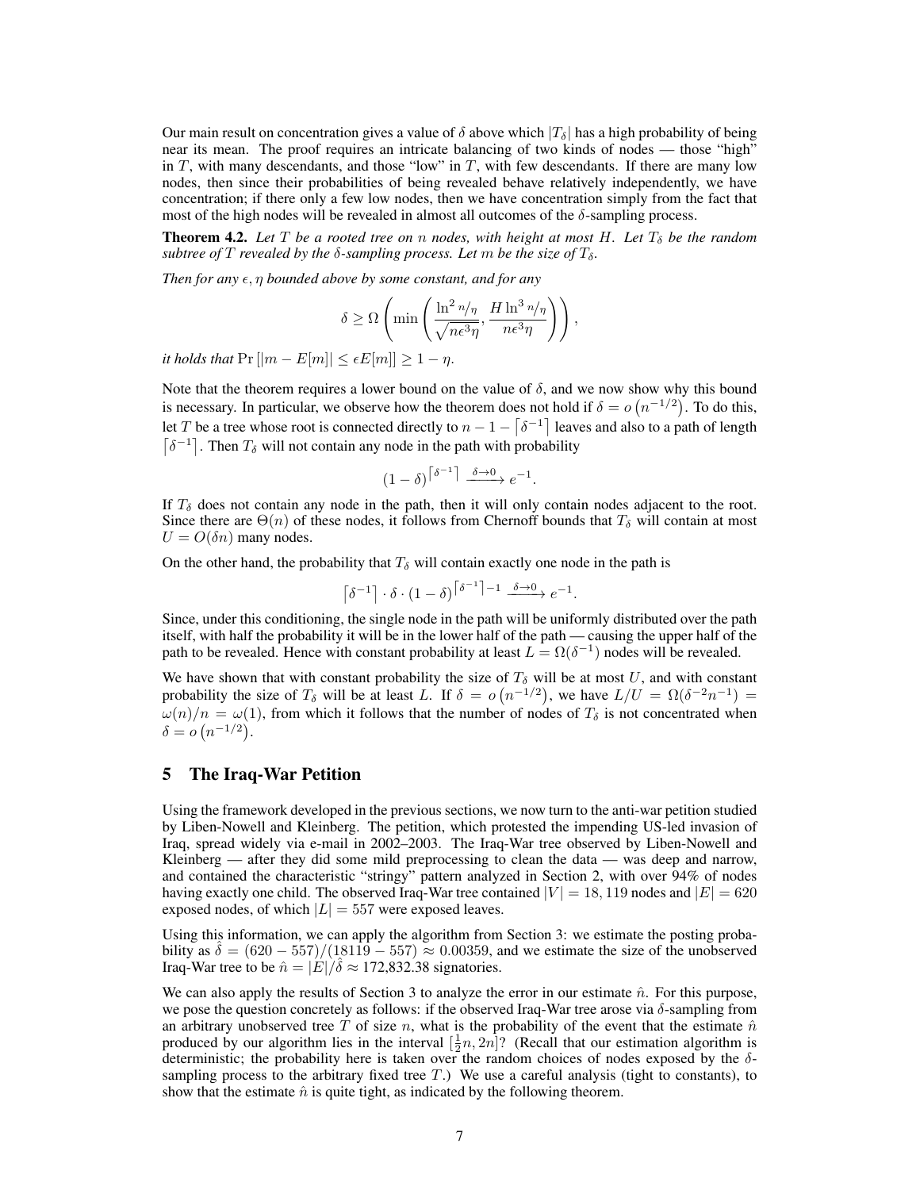Our main result on concentration gives a value of $\delta$ above which $|T_\delta|$ has a high probability of being near its mean. The proof requires an intricate balancing of two kinds of nodes — those "high" in $T$, with many descendants, and those "low" in $T$, with few descendants. If there are many low nodes, then since their probabilities of being revealed behave relatively independently, we have concentration; if there only a few low nodes, then we have concentration simply from the fact that most of the high nodes will be revealed in almost all outcomes of the $\delta$-sampling process.

**Theorem 4.2.** *Let $T$ be a rooted tree on $n$ nodes, with height at most $H$. Let $T_\delta$ be the random subtree of $T$ revealed by the $\delta$-sampling process. Let $m$ be the size of $T_\delta$.*

*Then for any $\epsilon, \eta$ bounded above by some constant, and for any*

$$\delta \geq \Omega\left(\min\left(\frac{\ln^2 n/\eta}{\sqrt{n\epsilon^3\eta}}, \frac{H\ln^3 n/\eta}{n\epsilon^3\eta}\right)\right),$$

*it holds that* $\Pr\left[|m - E[m]| \leq \epsilon E[m]\right] \geq 1 - \eta$.

Note that the theorem requires a lower bound on the value of $\delta$, and we now show why this bound is necessary. In particular, we observe how the theorem does not hold if $\delta = o\left(n^{-1/2}\right)$. To do this, let $T$ be a tree whose root is connected directly to $n - 1 - \lceil\delta^{-1}\rceil$ leaves and also to a path of length $\lceil\delta^{-1}\rceil$. Then $T_\delta$ will not contain any node in the path with probability

$$(1-\delta)^{\lceil\delta^{-1}\rceil} \xrightarrow{\delta\to 0} e^{-1}.$$

If $T_\delta$ does not contain any node in the path, then it will only contain nodes adjacent to the root. Since there are $\Theta(n)$ of these nodes, it follows from Chernoff bounds that $T_\delta$ will contain at most $U = O(\delta n)$ many nodes.

On the other hand, the probability that $T_\delta$ will contain exactly one node in the path is

$$\lceil\delta^{-1}\rceil \cdot \delta \cdot (1-\delta)^{\lceil\delta^{-1}\rceil - 1} \xrightarrow{\delta\to 0} e^{-1}.$$

Since, under this conditioning, the single node in the path will be uniformly distributed over the path itself, with half the probability it will be in the lower half of the path — causing the upper half of the path to be revealed. Hence with constant probability at least $L = \Omega(\delta^{-1})$ nodes will be revealed.

We have shown that with constant probability the size of $T_\delta$ will be at most $U$, and with constant probability the size of $T_\delta$ will be at least $L$. If $\delta = o\left(n^{-1/2}\right)$, we have $L/U = \Omega(\delta^{-2}n^{-1}) = \omega(n)/n = \omega(1)$, from which it follows that the number of nodes of $T_\delta$ is not concentrated when $\delta = o\left(n^{-1/2}\right)$.

## 5 The Iraq-War Petition

Using the framework developed in the previous sections, we now turn to the anti-war petition studied by Liben-Nowell and Kleinberg. The petition, which protested the impending US-led invasion of Iraq, spread widely via e-mail in 2002–2003. The Iraq-War tree observed by Liben-Nowell and Kleinberg — after they did some mild preprocessing to clean the data — was deep and narrow, and contained the characteristic "stringy" pattern analyzed in Section 2, with over 94% of nodes having exactly one child. The observed Iraq-War tree contained $|V| = 18,119$ nodes and $|E| = 620$ exposed nodes, of which $|L| = 557$ were exposed leaves.

Using this information, we can apply the algorithm from Section 3: we estimate the posting probability as $\hat{\delta} = (620 - 557)/(18119 - 557) \approx 0.00359$, and we estimate the size of the unobserved Iraq-War tree to be $\hat{n} = |E|/\hat{\delta} \approx 172{,}832.38$ signatories.

We can also apply the results of Section 3 to analyze the error in our estimate $\hat{n}$. For this purpose, we pose the question concretely as follows: if the observed Iraq-War tree arose via $\delta$-sampling from an arbitrary unobserved tree $T$ of size $n$, what is the probability of the event that the estimate $\hat{n}$ produced by our algorithm lies in the interval $[\frac{1}{2}n, 2n]$? (Recall that our estimation algorithm is deterministic; the probability here is taken over the random choices of nodes exposed by the $\delta$-sampling process to the arbitrary fixed tree $T$.) We use a careful analysis (tight to constants), to show that the estimate $\hat{n}$ is quite tight, as indicated by the following theorem.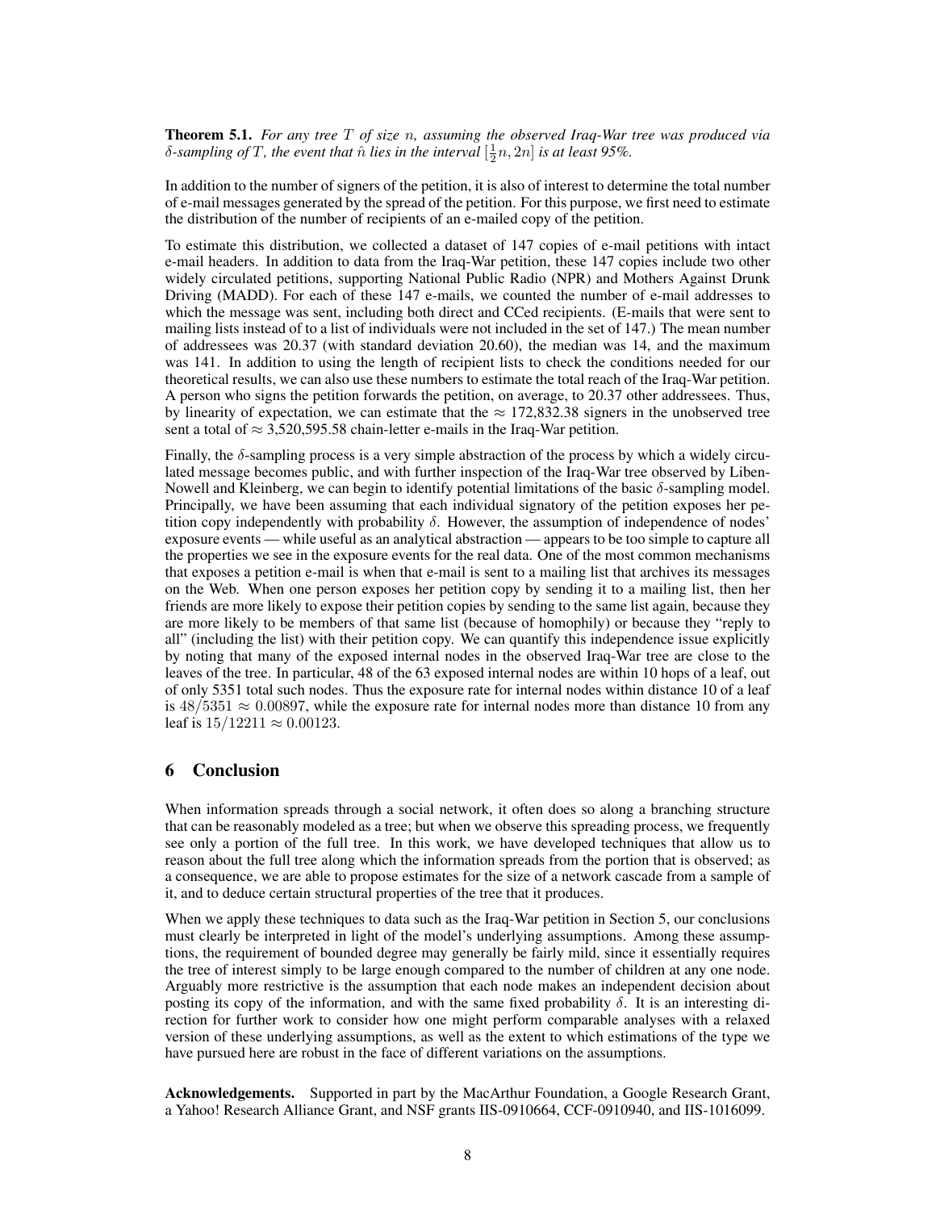**Theorem 5.1.** *For any tree $T$ of size $n$, assuming the observed Iraq-War tree was produced via $\delta$-sampling of $T$, the event that $\hat{n}$ lies in the interval $[\frac{1}{2}n, 2n]$ is at least 95%.*

In addition to the number of signers of the petition, it is also of interest to determine the total number of e-mail messages generated by the spread of the petition. For this purpose, we first need to estimate the distribution of the number of recipients of an e-mailed copy of the petition.

To estimate this distribution, we collected a dataset of 147 copies of e-mail petitions with intact e-mail headers. In addition to data from the Iraq-War petition, these 147 copies include two other widely circulated petitions, supporting National Public Radio (NPR) and Mothers Against Drunk Driving (MADD). For each of these 147 e-mails, we counted the number of e-mail addresses to which the message was sent, including both direct and CCed recipients. (E-mails that were sent to mailing lists instead of to a list of individuals were not included in the set of 147.) The mean number of addressees was 20.37 (with standard deviation 20.60), the median was 14, and the maximum was 141. In addition to using the length of recipient lists to check the conditions needed for our theoretical results, we can also use these numbers to estimate the total reach of the Iraq-War petition. A person who signs the petition forwards the petition, on average, to 20.37 other addressees. Thus, by linearity of expectation, we can estimate that the $\approx$ 172,832.38 signers in the unobserved tree sent a total of $\approx$ 3,520,595.58 chain-letter e-mails in the Iraq-War petition.

Finally, the $\delta$-sampling process is a very simple abstraction of the process by which a widely circulated message becomes public, and with further inspection of the Iraq-War tree observed by Liben-Nowell and Kleinberg, we can begin to identify potential limitations of the basic $\delta$-sampling model. Principally, we have been assuming that each individual signatory of the petition exposes her petition copy independently with probability $\delta$. However, the assumption of independence of nodes' exposure events — while useful as an analytical abstraction — appears to be too simple to capture all the properties we see in the exposure events for the real data. One of the most common mechanisms that exposes a petition e-mail is when that e-mail is sent to a mailing list that archives its messages on the Web. When one person exposes her petition copy by sending it to a mailing list, then her friends are more likely to expose their petition copies by sending to the same list again, because they are more likely to be members of that same list (because of homophily) or because they "reply to all" (including the list) with their petition copy. We can quantify this independence issue explicitly by noting that many of the exposed internal nodes in the observed Iraq-War tree are close to the leaves of the tree. In particular, 48 of the 63 exposed internal nodes are within 10 hops of a leaf, out of only 5351 total such nodes. Thus the exposure rate for internal nodes within distance 10 of a leaf is $48/5351 \approx 0.00897$, while the exposure rate for internal nodes more than distance 10 from any leaf is $15/12211 \approx 0.00123$.

## 6 Conclusion

When information spreads through a social network, it often does so along a branching structure that can be reasonably modeled as a tree; but when we observe this spreading process, we frequently see only a portion of the full tree. In this work, we have developed techniques that allow us to reason about the full tree along which the information spreads from the portion that is observed; as a consequence, we are able to propose estimates for the size of a network cascade from a sample of it, and to deduce certain structural properties of the tree that it produces.

When we apply these techniques to data such as the Iraq-War petition in Section 5, our conclusions must clearly be interpreted in light of the model's underlying assumptions. Among these assumptions, the requirement of bounded degree may generally be fairly mild, since it essentially requires the tree of interest simply to be large enough compared to the number of children at any one node. Arguably more restrictive is the assumption that each node makes an independent decision about posting its copy of the information, and with the same fixed probability $\delta$. It is an interesting direction for further work to consider how one might perform comparable analyses with a relaxed version of these underlying assumptions, as well as the extent to which estimations of the type we have pursued here are robust in the face of different variations on the assumptions.

**Acknowledgements.** Supported in part by the MacArthur Foundation, a Google Research Grant, a Yahoo! Research Alliance Grant, and NSF grants IIS-0910664, CCF-0910940, and IIS-1016099.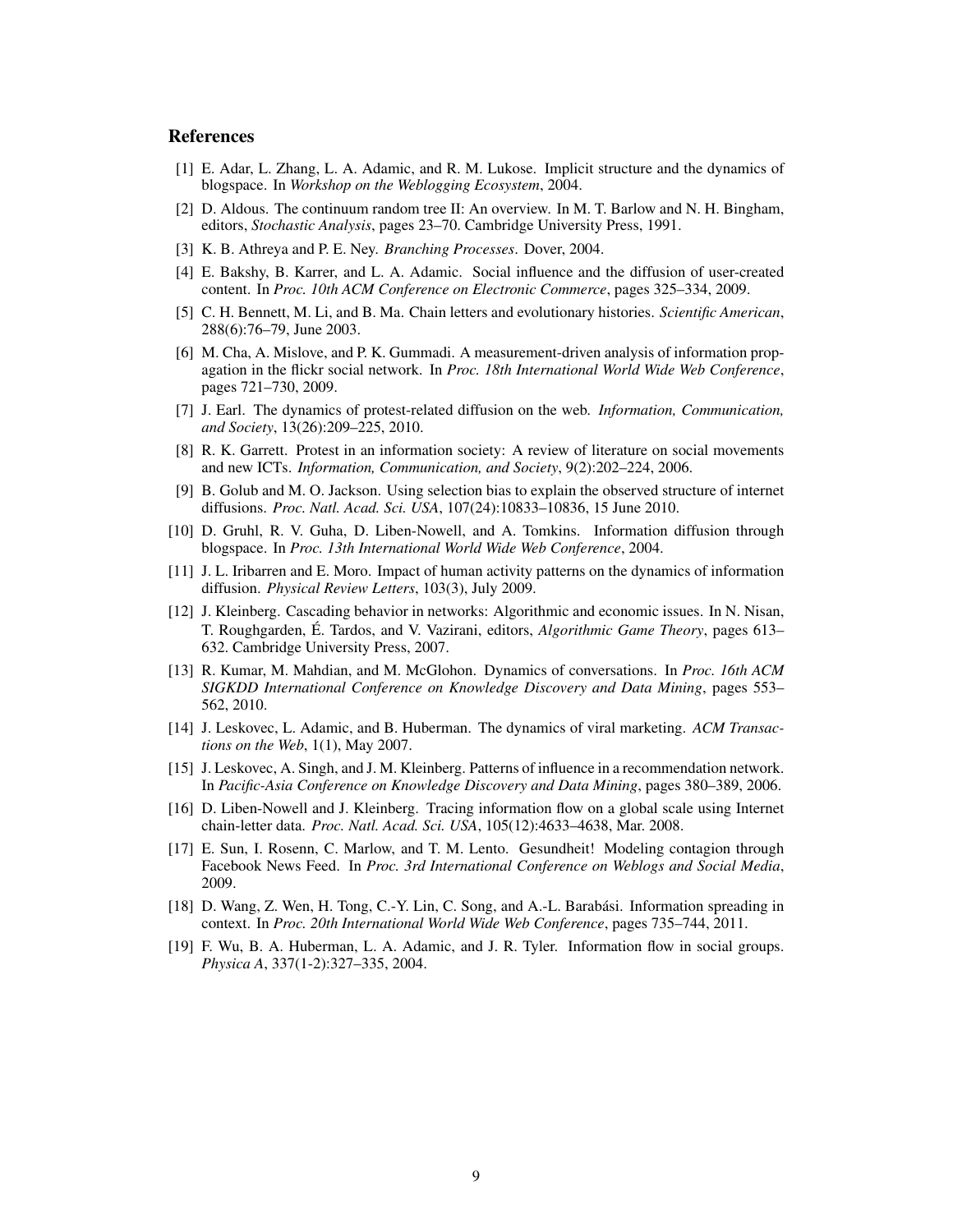## References

[1] E. Adar, L. Zhang, L. A. Adamic, and R. M. Lukose. Implicit structure and the dynamics of blogspace. In *Workshop on the Weblogging Ecosystem*, 2004.

[2] D. Aldous. The continuum random tree II: An overview. In M. T. Barlow and N. H. Bingham, editors, *Stochastic Analysis*, pages 23–70. Cambridge University Press, 1991.

[3] K. B. Athreya and P. E. Ney. *Branching Processes*. Dover, 2004.

[4] E. Bakshy, B. Karrer, and L. A. Adamic. Social influence and the diffusion of user-created content. In *Proc. 10th ACM Conference on Electronic Commerce*, pages 325–334, 2009.

[5] C. H. Bennett, M. Li, and B. Ma. Chain letters and evolutionary histories. *Scientific American*, 288(6):76–79, June 2003.

[6] M. Cha, A. Mislove, and P. K. Gummadi. A measurement-driven analysis of information propagation in the flickr social network. In *Proc. 18th International World Wide Web Conference*, pages 721–730, 2009.

[7] J. Earl. The dynamics of protest-related diffusion on the web. *Information, Communication, and Society*, 13(26):209–225, 2010.

[8] R. K. Garrett. Protest in an information society: A review of literature on social movements and new ICTs. *Information, Communication, and Society*, 9(2):202–224, 2006.

[9] B. Golub and M. O. Jackson. Using selection bias to explain the observed structure of internet diffusions. *Proc. Natl. Acad. Sci. USA*, 107(24):10833–10836, 15 June 2010.

[10] D. Gruhl, R. V. Guha, D. Liben-Nowell, and A. Tomkins. Information diffusion through blogspace. In *Proc. 13th International World Wide Web Conference*, 2004.

[11] J. L. Iribarren and E. Moro. Impact of human activity patterns on the dynamics of information diffusion. *Physical Review Letters*, 103(3), July 2009.

[12] J. Kleinberg. Cascading behavior in networks: Algorithmic and economic issues. In N. Nisan, T. Roughgarden, É. Tardos, and V. Vazirani, editors, *Algorithmic Game Theory*, pages 613–632. Cambridge University Press, 2007.

[13] R. Kumar, M. Mahdian, and M. McGlohon. Dynamics of conversations. In *Proc. 16th ACM SIGKDD International Conference on Knowledge Discovery and Data Mining*, pages 553–562, 2010.

[14] J. Leskovec, L. Adamic, and B. Huberman. The dynamics of viral marketing. *ACM Transactions on the Web*, 1(1), May 2007.

[15] J. Leskovec, A. Singh, and J. M. Kleinberg. Patterns of influence in a recommendation network. In *Pacific-Asia Conference on Knowledge Discovery and Data Mining*, pages 380–389, 2006.

[16] D. Liben-Nowell and J. Kleinberg. Tracing information flow on a global scale using Internet chain-letter data. *Proc. Natl. Acad. Sci. USA*, 105(12):4633–4638, Mar. 2008.

[17] E. Sun, I. Rosenn, C. Marlow, and T. M. Lento. Gesundheit! Modeling contagion through Facebook News Feed. In *Proc. 3rd International Conference on Weblogs and Social Media*, 2009.

[18] D. Wang, Z. Wen, H. Tong, C.-Y. Lin, C. Song, and A.-L. Barabási. Information spreading in context. In *Proc. 20th International World Wide Web Conference*, pages 735–744, 2011.

[19] F. Wu, B. A. Huberman, L. A. Adamic, and J. R. Tyler. Information flow in social groups. *Physica A*, 337(1-2):327–335, 2004.